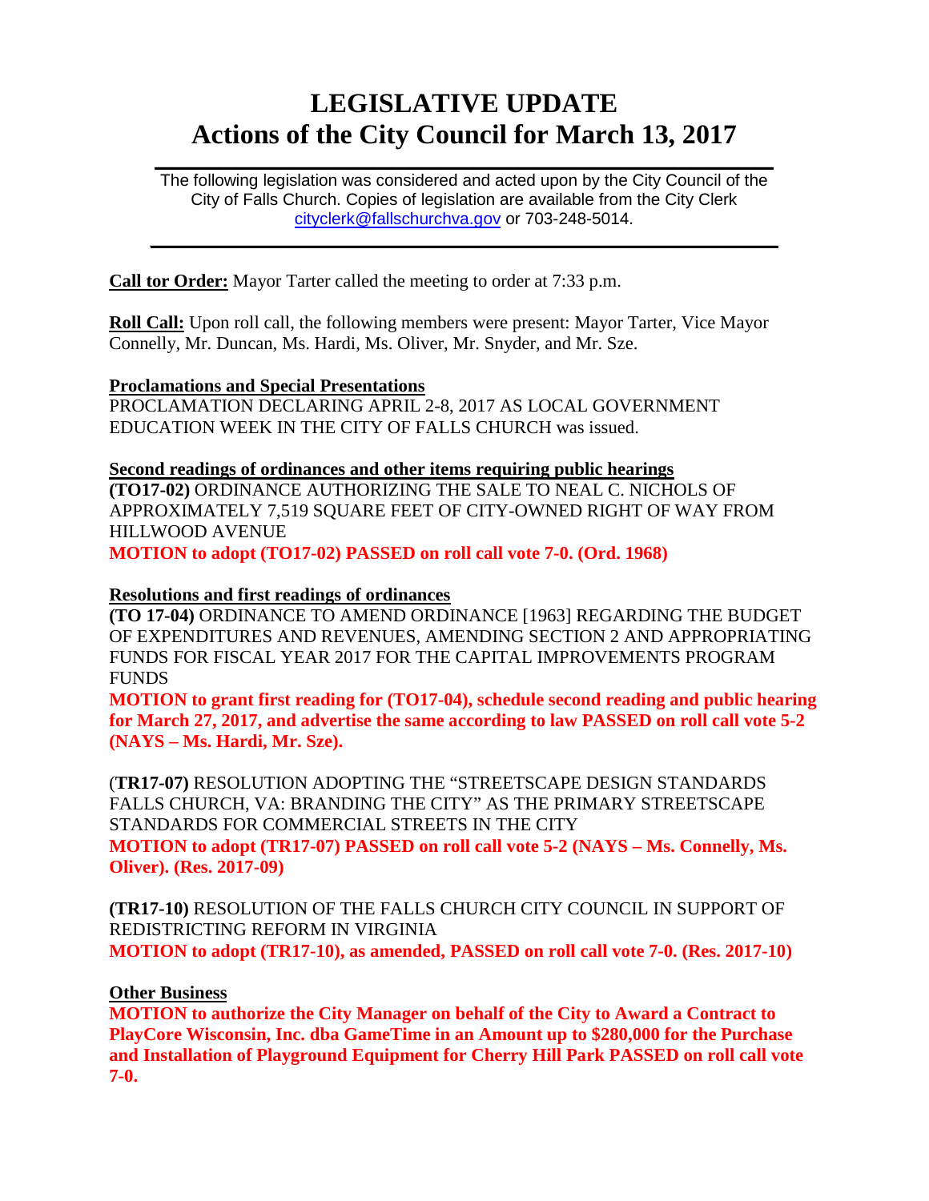# LEGISLATIVE UPDATE
# Actions of the City Council for March 13, 2017

The following legislation was considered and acted upon by the City Council of the City of Falls Church. Copies of legislation are available from the City Clerk cityclerk@fallschurchva.gov or 703-248-5014.

---

**Call tor Order:** Mayor Tarter called the meeting to order at 7:33 p.m.

**Roll Call:** Upon roll call, the following members were present: Mayor Tarter, Vice Mayor Connelly, Mr. Duncan, Ms. Hardi, Ms. Oliver, Mr. Snyder, and Mr. Sze.

**Proclamations and Special Presentations**

PROCLAMATION DECLARING APRIL 2-8, 2017 AS LOCAL GOVERNMENT EDUCATION WEEK IN THE CITY OF FALLS CHURCH was issued.

**Second readings of ordinances and other items requiring public hearings**

**(TO17-02)** ORDINANCE AUTHORIZING THE SALE TO NEAL C. NICHOLS OF APPROXIMATELY 7,519 SQUARE FEET OF CITY-OWNED RIGHT OF WAY FROM HILLWOOD AVENUE

**MOTION to adopt (TO17-02) PASSED on roll call vote 7-0. (Ord. 1968)**

**Resolutions and first readings of ordinances**

**(TO 17-04)** ORDINANCE TO AMEND ORDINANCE [1963] REGARDING THE BUDGET OF EXPENDITURES AND REVENUES, AMENDING SECTION 2 AND APPROPRIATING FUNDS FOR FISCAL YEAR 2017 FOR THE CAPITAL IMPROVEMENTS PROGRAM FUNDS

**MOTION to grant first reading for (TO17-04), schedule second reading and public hearing for March 27, 2017, and advertise the same according to law PASSED on roll call vote 5-2 (NAYS – Ms. Hardi, Mr. Sze).**

(**TR17-07)** RESOLUTION ADOPTING THE "STREETSCAPE DESIGN STANDARDS FALLS CHURCH, VA: BRANDING THE CITY" AS THE PRIMARY STREETSCAPE STANDARDS FOR COMMERCIAL STREETS IN THE CITY

**MOTION to adopt (TR17-07) PASSED on roll call vote 5-2 (NAYS – Ms. Connelly, Ms. Oliver). (Res. 2017-09)**

**(TR17-10)** RESOLUTION OF THE FALLS CHURCH CITY COUNCIL IN SUPPORT OF REDISTRICTING REFORM IN VIRGINIA

**MOTION to adopt (TR17-10), as amended, PASSED on roll call vote 7-0. (Res. 2017-10)**

**Other Business**

**MOTION to authorize the City Manager on behalf of the City to Award a Contract to PlayCore Wisconsin, Inc. dba GameTime in an Amount up to $280,000 for the Purchase and Installation of Playground Equipment for Cherry Hill Park PASSED on roll call vote 7-0.**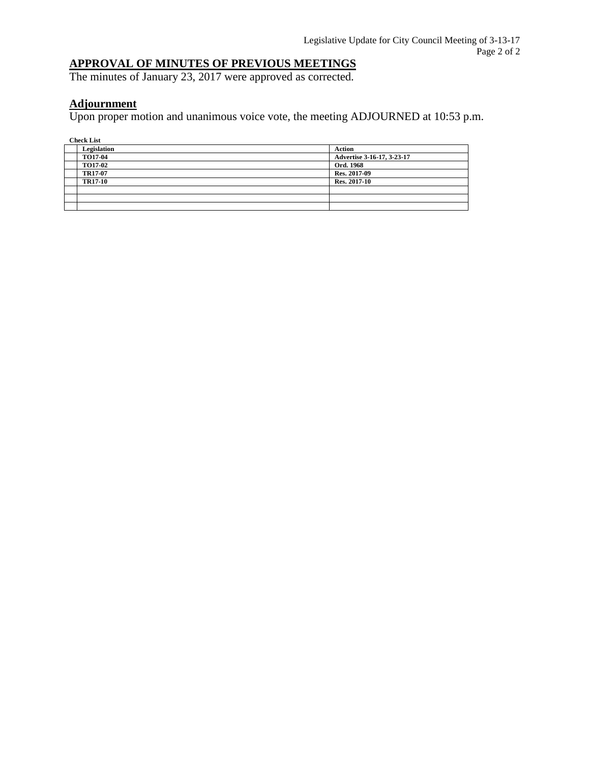## APPROVAL OF MINUTES OF PREVIOUS MEETINGS

The minutes of January 23, 2017 were approved as corrected.

## Adjournment

Upon proper motion and unanimous voice vote, the meeting ADJOURNED at 10:53 p.m.

**Check List**

| | Legislation | Action |
|---|---|---|
| | TO17-04 | Advertise 3-16-17, 3-23-17 |
| | TO17-02 | Ord. 1968 |
| | TR17-07 | Res. 2017-09 |
| | TR17-10 | Res. 2017-10 |
| | | |
| | | |
| | | |